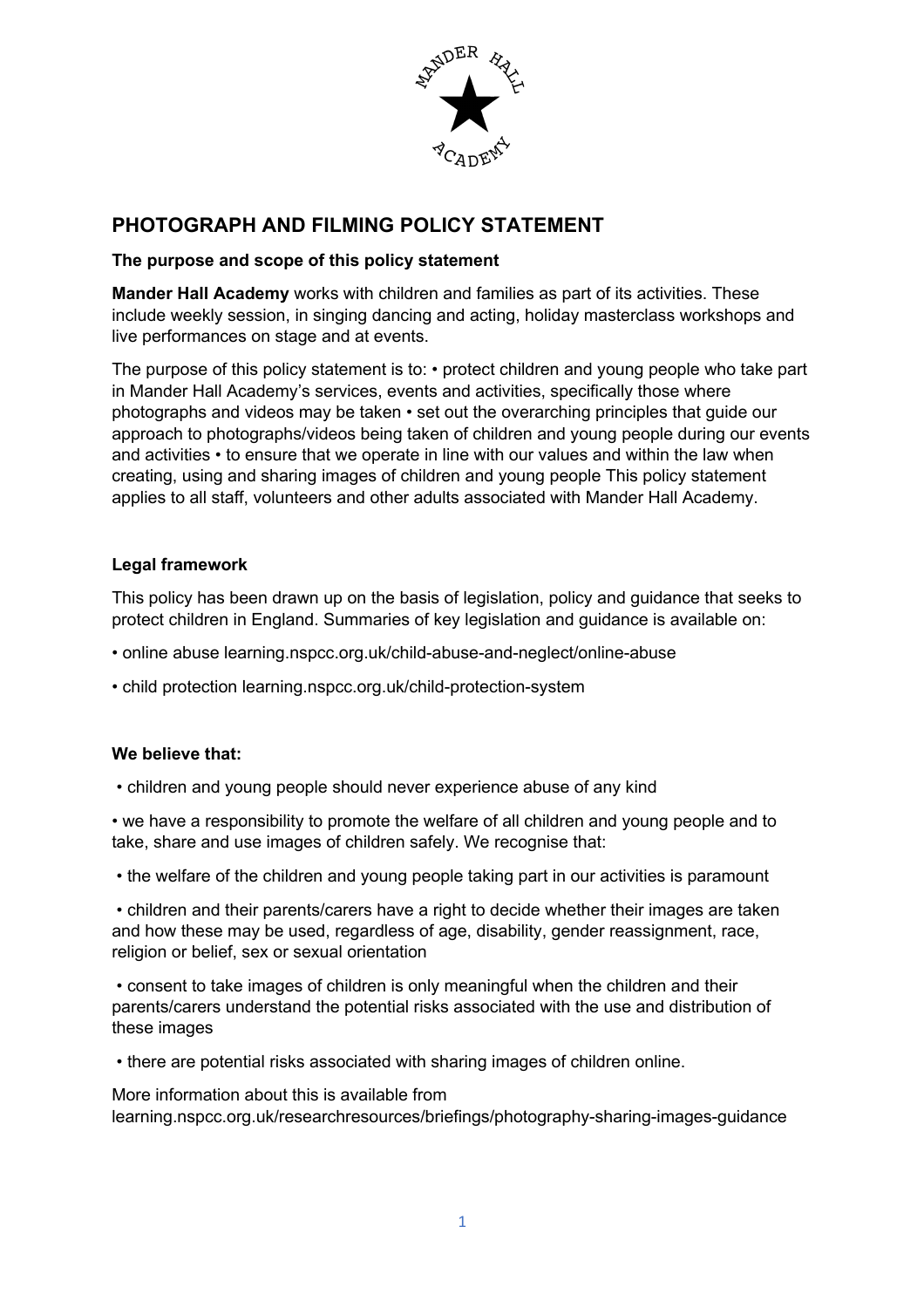# PHOTOGRAPH AND FILMING POLICY STATEMENT

**The purpose and scope of this policy statement**

**Mander Hall Academy** works with children and families as part of its activities. These include weekly session, in singing dancing and acting, holiday masterclass workshops and live performances on stage and at events.

The purpose of this policy statement is to: • protect children and young people who take part in Mander Hall Academy's services, events and activities, specifically those where photographs and videos may be taken • set out the overarching principles that guide our approach to photographs/videos being taken of children and young people during our events and activities • to ensure that we operate in line with our values and within the law when creating, using and sharing images of children and young people This policy statement applies to all staff, volunteers and other adults associated with Mander Hall Academy.

**Legal framework**

This policy has been drawn up on the basis of legislation, policy and guidance that seeks to protect children in England. Summaries of key legislation and guidance is available on:

- online abuse learning.nspcc.org.uk/child-abuse-and-neglect/online-abuse
- child protection learning.nspcc.org.uk/child-protection-system

**We believe that:**

- children and young people should never experience abuse of any kind
- we have a responsibility to promote the welfare of all children and young people and to take, share and use images of children safely. We recognise that:
- the welfare of the children and young people taking part in our activities is paramount
- children and their parents/carers have a right to decide whether their images are taken and how these may be used, regardless of age, disability, gender reassignment, race, religion or belief, sex or sexual orientation
- consent to take images of children is only meaningful when the children and their parents/carers understand the potential risks associated with the use and distribution of these images
- there are potential risks associated with sharing images of children online.

More information about this is available from learning.nspcc.org.uk/researchresources/briefings/photography-sharing-images-guidance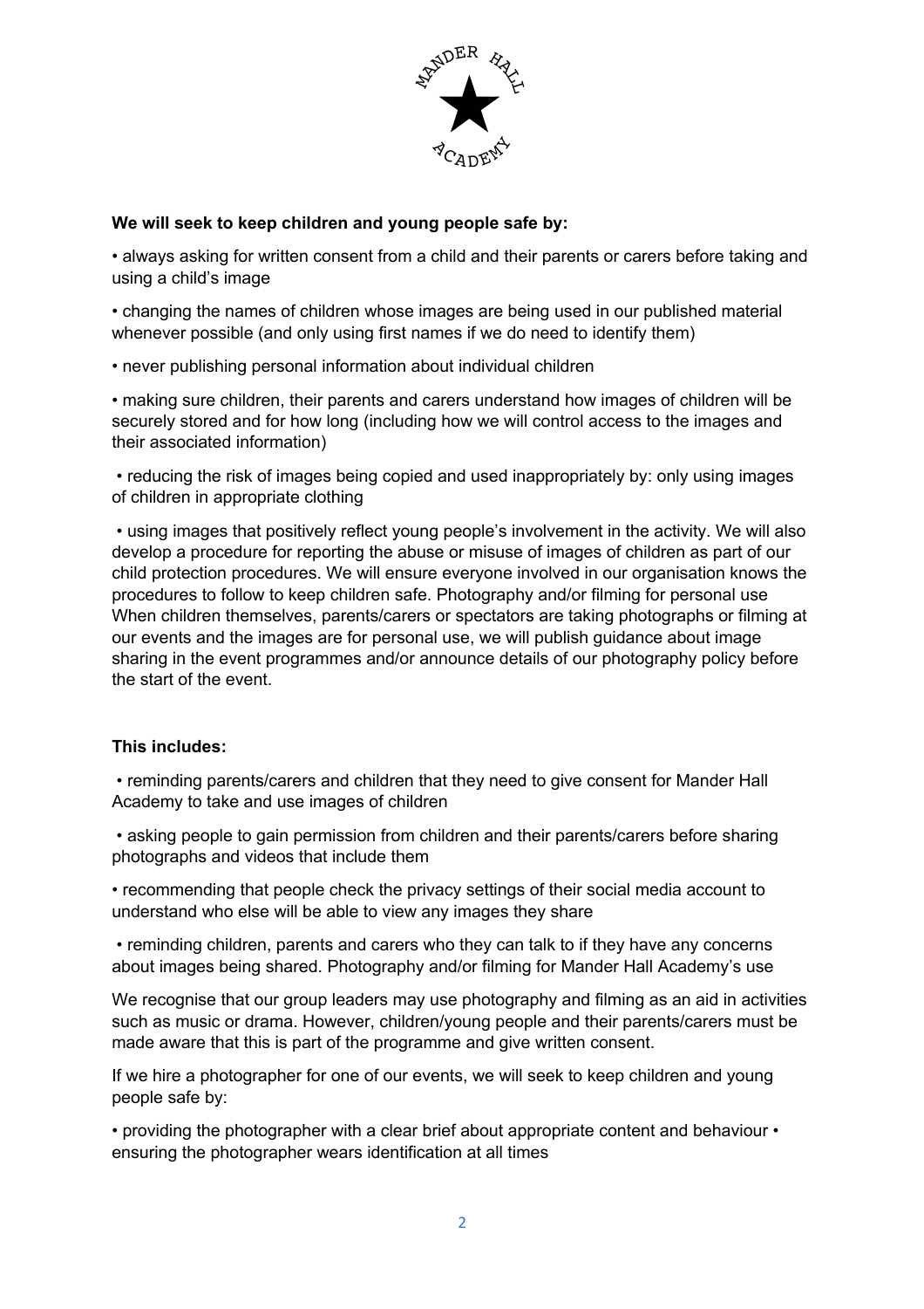**We will seek to keep children and young people safe by:**

• always asking for written consent from a child and their parents or carers before taking and using a child's image

• changing the names of children whose images are being used in our published material whenever possible (and only using first names if we do need to identify them)

• never publishing personal information about individual children

• making sure children, their parents and carers understand how images of children will be securely stored and for how long (including how we will control access to the images and their associated information)

• reducing the risk of images being copied and used inappropriately by: only using images of children in appropriate clothing

• using images that positively reflect young people's involvement in the activity. We will also develop a procedure for reporting the abuse or misuse of images of children as part of our child protection procedures. We will ensure everyone involved in our organisation knows the procedures to follow to keep children safe. Photography and/or filming for personal use When children themselves, parents/carers or spectators are taking photographs or filming at our events and the images are for personal use, we will publish guidance about image sharing in the event programmes and/or announce details of our photography policy before the start of the event.

**This includes:**

• reminding parents/carers and children that they need to give consent for Mander Hall Academy to take and use images of children

• asking people to gain permission from children and their parents/carers before sharing photographs and videos that include them

• recommending that people check the privacy settings of their social media account to understand who else will be able to view any images they share

• reminding children, parents and carers who they can talk to if they have any concerns about images being shared. Photography and/or filming for Mander Hall Academy's use

We recognise that our group leaders may use photography and filming as an aid in activities such as music or drama. However, children/young people and their parents/carers must be made aware that this is part of the programme and give written consent.

If we hire a photographer for one of our events, we will seek to keep children and young people safe by:

• providing the photographer with a clear brief about appropriate content and behaviour • ensuring the photographer wears identification at all times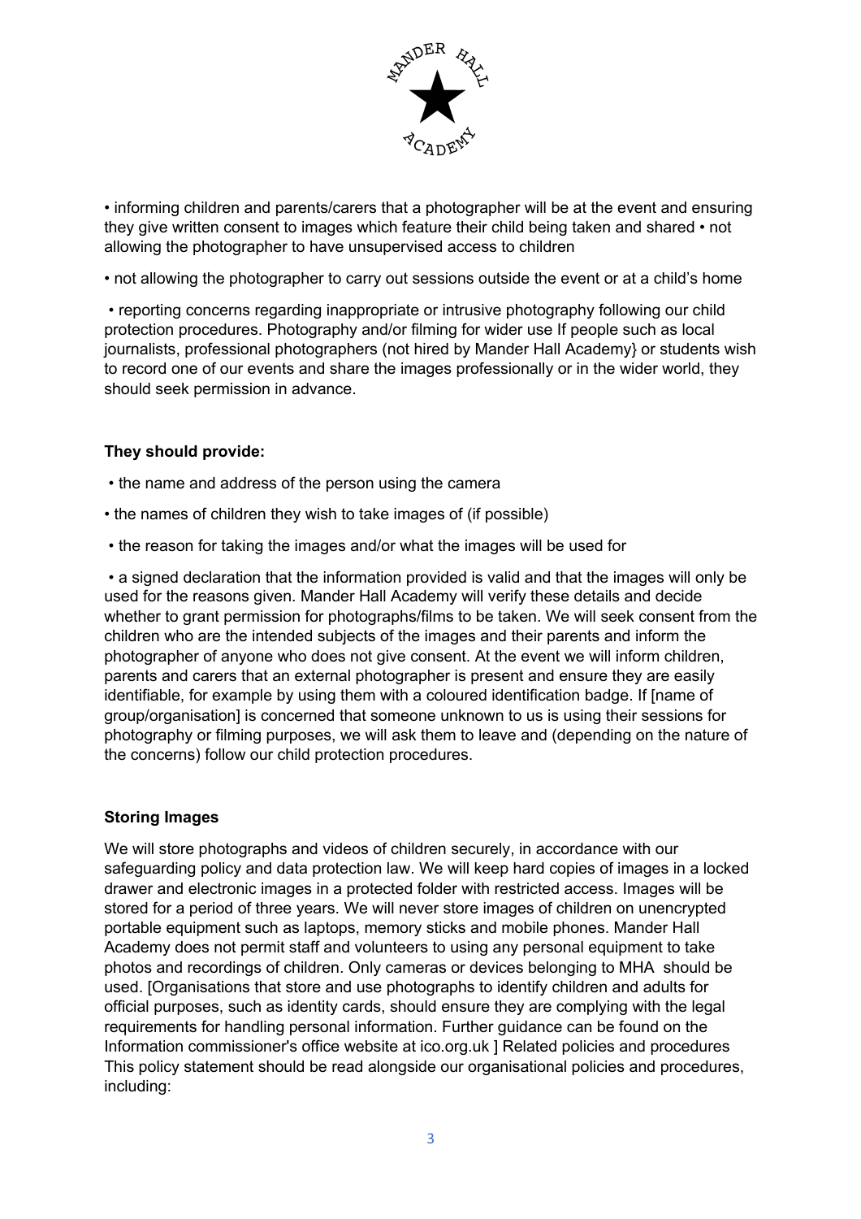• informing children and parents/carers that a photographer will be at the event and ensuring they give written consent to images which feature their child being taken and shared • not allowing the photographer to have unsupervised access to children

• not allowing the photographer to carry out sessions outside the event or at a child's home

• reporting concerns regarding inappropriate or intrusive photography following our child protection procedures. Photography and/or filming for wider use If people such as local journalists, professional photographers (not hired by Mander Hall Academy} or students wish to record one of our events and share the images professionally or in the wider world, they should seek permission in advance.

**They should provide:**

• the name and address of the person using the camera

• the names of children they wish to take images of (if possible)

• the reason for taking the images and/or what the images will be used for

• a signed declaration that the information provided is valid and that the images will only be used for the reasons given. Mander Hall Academy will verify these details and decide whether to grant permission for photographs/films to be taken. We will seek consent from the children who are the intended subjects of the images and their parents and inform the photographer of anyone who does not give consent. At the event we will inform children, parents and carers that an external photographer is present and ensure they are easily identifiable, for example by using them with a coloured identification badge. If [name of group/organisation] is concerned that someone unknown to us is using their sessions for photography or filming purposes, we will ask them to leave and (depending on the nature of the concerns) follow our child protection procedures.

**Storing Images**

We will store photographs and videos of children securely, in accordance with our safeguarding policy and data protection law. We will keep hard copies of images in a locked drawer and electronic images in a protected folder with restricted access. Images will be stored for a period of three years. We will never store images of children on unencrypted portable equipment such as laptops, memory sticks and mobile phones. Mander Hall Academy does not permit staff and volunteers to using any personal equipment to take photos and recordings of children. Only cameras or devices belonging to MHA should be used. [Organisations that store and use photographs to identify children and adults for official purposes, such as identity cards, should ensure they are complying with the legal requirements for handling personal information. Further guidance can be found on the Information commissioner's office website at ico.org.uk ] Related policies and procedures This policy statement should be read alongside our organisational policies and procedures, including: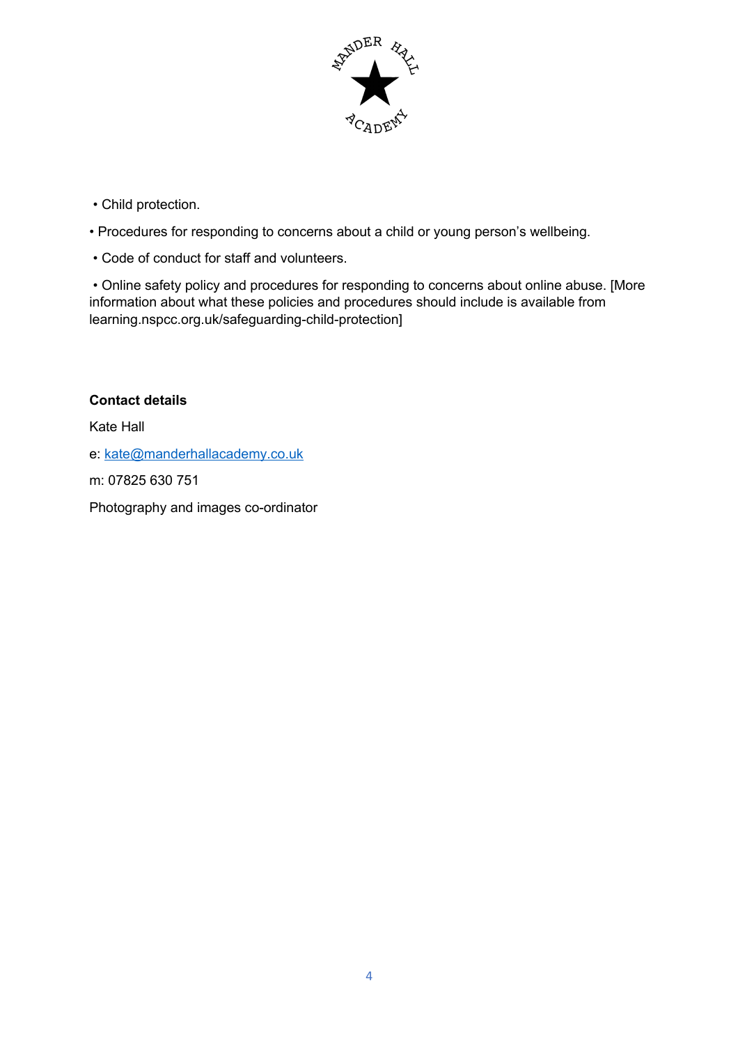- Child protection.
- Procedures for responding to concerns about a child or young person's wellbeing.
- Code of conduct for staff and volunteers.
- Online safety policy and procedures for responding to concerns about online abuse. [More information about what these policies and procedures should include is available from learning.nspcc.org.uk/safeguarding-child-protection]

**Contact details**

Kate Hall

e: [kate@manderhallacademy.co.uk](mailto:kate@manderhallacademy.co.uk)

m: 07825 630 751

Photography and images co-ordinator